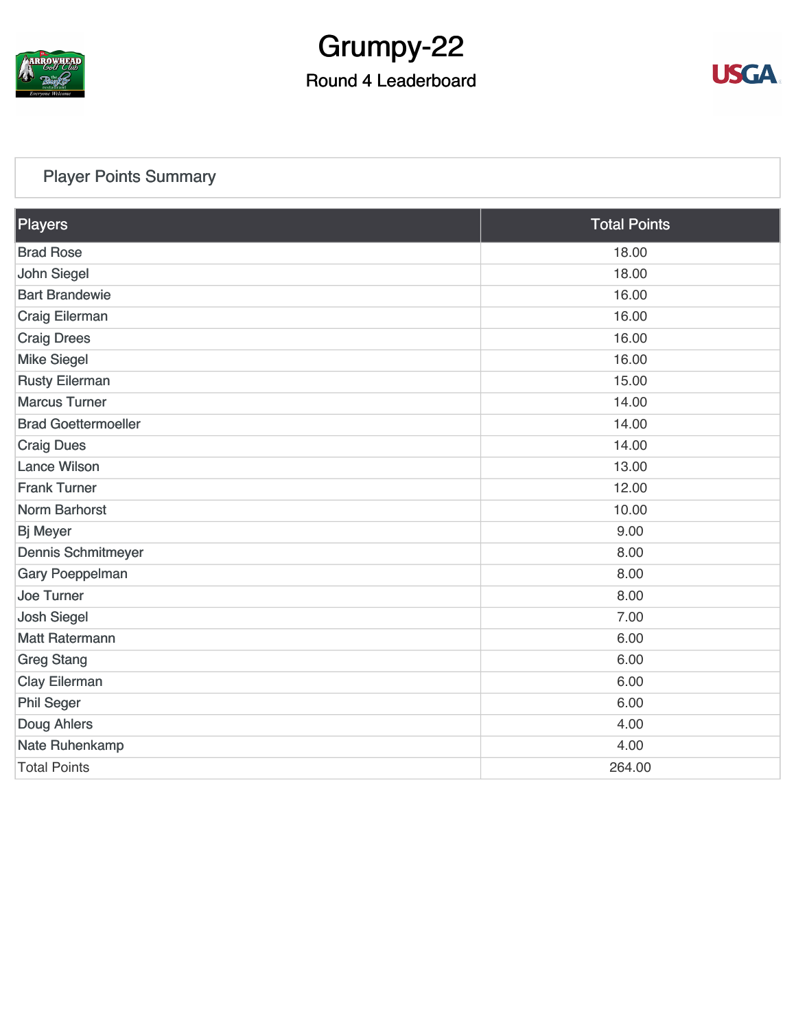# Grumpy-22

## Round 4 Leaderboard

### Player Points Summary

| Players | Total Points |
|---|---|
| Brad Rose | 18.00 |
| John Siegel | 18.00 |
| Bart Brandewie | 16.00 |
| Craig Eilerman | 16.00 |
| Craig Drees | 16.00 |
| Mike Siegel | 16.00 |
| Rusty Eilerman | 15.00 |
| Marcus Turner | 14.00 |
| Brad Goettermoeller | 14.00 |
| Craig Dues | 14.00 |
| Lance Wilson | 13.00 |
| Frank Turner | 12.00 |
| Norm Barhorst | 10.00 |
| Bj Meyer | 9.00 |
| Dennis Schmitmeyer | 8.00 |
| Gary Poeppelman | 8.00 |
| Joe Turner | 8.00 |
| Josh Siegel | 7.00 |
| Matt Ratermann | 6.00 |
| Greg Stang | 6.00 |
| Clay Eilerman | 6.00 |
| Phil Seger | 6.00 |
| Doug Ahlers | 4.00 |
| Nate Ruhenkamp | 4.00 |
| Total Points | 264.00 |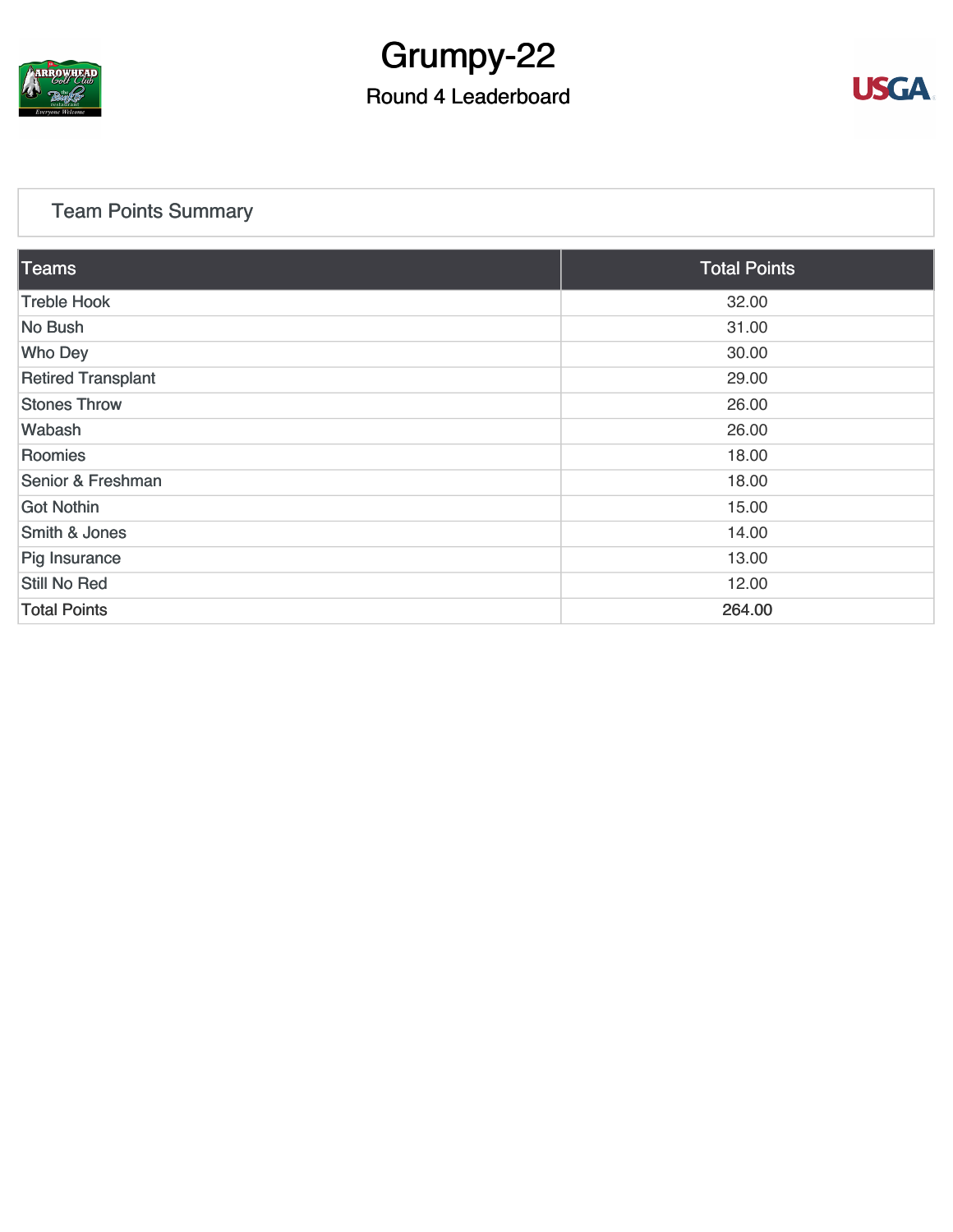# Grumpy-22

## Round 4 Leaderboard

### Team Points Summary

| Teams | Total Points |
|---|---|
| Treble Hook | 32.00 |
| No Bush | 31.00 |
| Who Dey | 30.00 |
| Retired Transplant | 29.00 |
| Stones Throw | 26.00 |
| Wabash | 26.00 |
| Roomies | 18.00 |
| Senior & Freshman | 18.00 |
| Got Nothin | 15.00 |
| Smith & Jones | 14.00 |
| Pig Insurance | 13.00 |
| Still No Red | 12.00 |
| Total Points | 264.00 |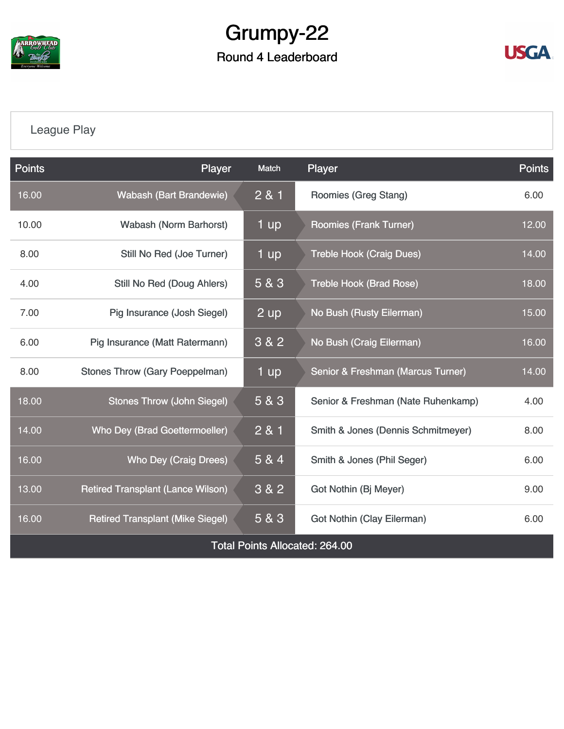# Grumpy-22

## Round 4 Leaderboard

League Play

| Points | Player | Match | Player | Points |
|---|---|---|---|---|
| 16.00 | Wabash (Bart Brandewie) | 2 & 1 | Roomies (Greg Stang) | 6.00 |
| 10.00 | Wabash (Norm Barhorst) | 1 up | Roomies (Frank Turner) | 12.00 |
| 8.00 | Still No Red (Joe Turner) | 1 up | Treble Hook (Craig Dues) | 14.00 |
| 4.00 | Still No Red (Doug Ahlers) | 5 & 3 | Treble Hook (Brad Rose) | 18.00 |
| 7.00 | Pig Insurance (Josh Siegel) | 2 up | No Bush (Rusty Eilerman) | 15.00 |
| 6.00 | Pig Insurance (Matt Ratermann) | 3 & 2 | No Bush (Craig Eilerman) | 16.00 |
| 8.00 | Stones Throw (Gary Poeppelman) | 1 up | Senior & Freshman (Marcus Turner) | 14.00 |
| 18.00 | Stones Throw (John Siegel) | 5 & 3 | Senior & Freshman (Nate Ruhenkamp) | 4.00 |
| 14.00 | Who Dey (Brad Goettermoeller) | 2 & 1 | Smith & Jones (Dennis Schmitmeyer) | 8.00 |
| 16.00 | Who Dey (Craig Drees) | 5 & 4 | Smith & Jones (Phil Seger) | 6.00 |
| 13.00 | Retired Transplant (Lance Wilson) | 3 & 2 | Got Nothin (Bj Meyer) | 9.00 |
| 16.00 | Retired Transplant (Mike Siegel) | 5 & 3 | Got Nothin (Clay Eilerman) | 6.00 |

Total Points Allocated: 264.00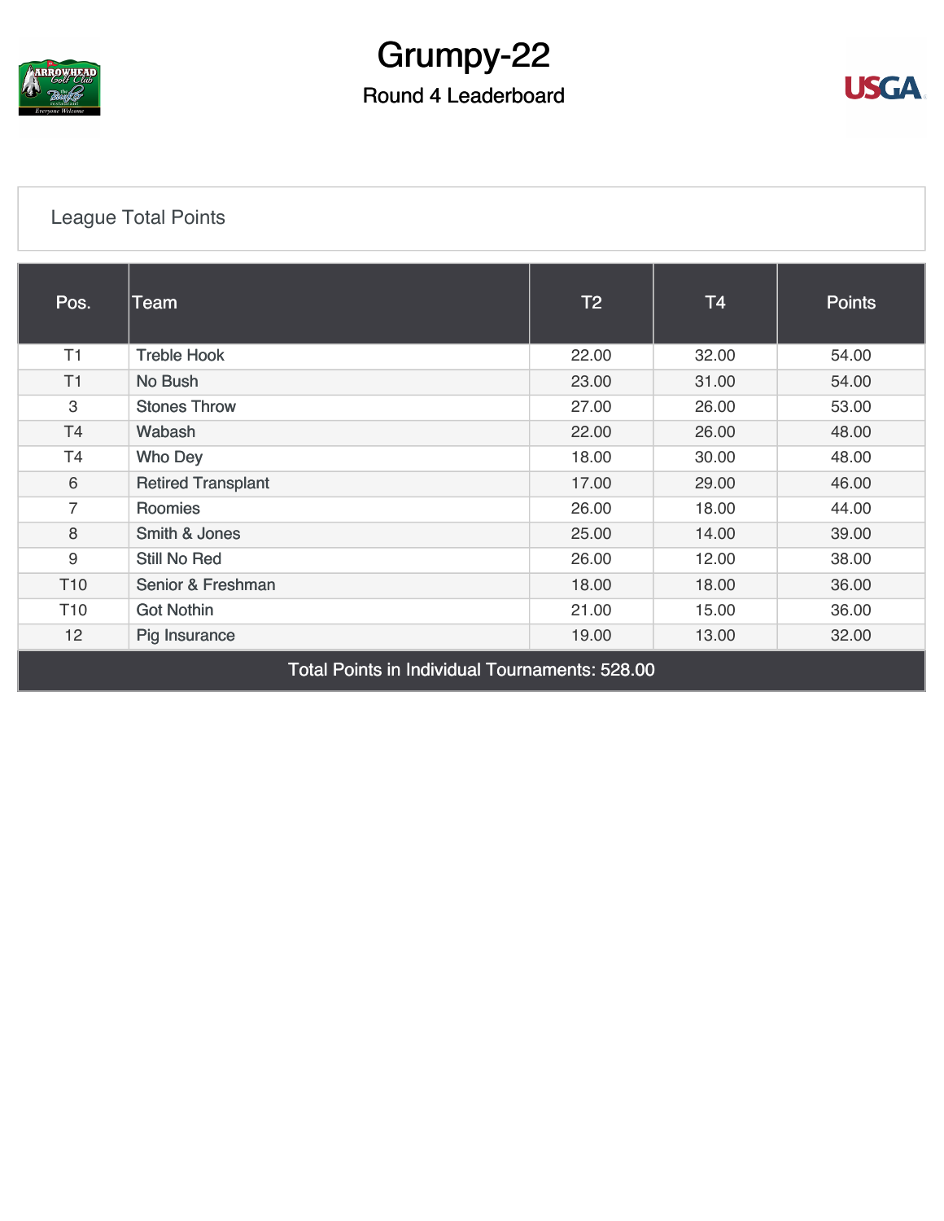# Grumpy-22

## Round 4 Leaderboard

League Total Points

| Pos. | Team | T2 | T4 | Points |
|---|---|---|---|---|
| T1 | Treble Hook | 22.00 | 32.00 | 54.00 |
| T1 | No Bush | 23.00 | 31.00 | 54.00 |
| 3 | Stones Throw | 27.00 | 26.00 | 53.00 |
| T4 | Wabash | 22.00 | 26.00 | 48.00 |
| T4 | Who Dey | 18.00 | 30.00 | 48.00 |
| 6 | Retired Transplant | 17.00 | 29.00 | 46.00 |
| 7 | Roomies | 26.00 | 18.00 | 44.00 |
| 8 | Smith & Jones | 25.00 | 14.00 | 39.00 |
| 9 | Still No Red | 26.00 | 12.00 | 38.00 |
| T10 | Senior & Freshman | 18.00 | 18.00 | 36.00 |
| T10 | Got Nothin | 21.00 | 15.00 | 36.00 |
| 12 | Pig Insurance | 19.00 | 13.00 | 32.00 |

Total Points in Individual Tournaments: 528.00